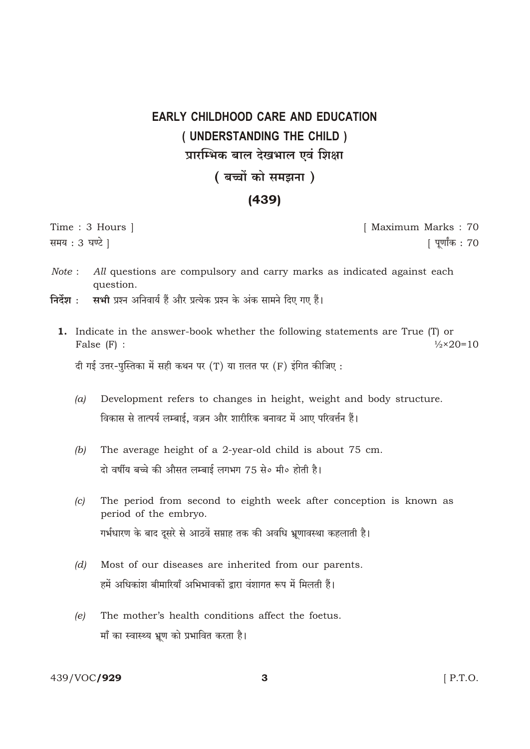# EARLY CHILDHOOD CARE AND EDUCATION

## ( UNDERSTANDING THE CHILD )

## प्रारम्भिक बाल देखभाल एवं शिक्षा

## ( बच्चों को समझना )

## (439)

Time : 3 Hours ] [ Maximum Marks : 70

समय : 3 घण्टे ] [ पूर्णांक : 70

*Note* : *All* questions are compulsory and carry marks as indicated against each question.

**निर्देश :** **सभी** प्रश्न अनिवार्य हैं और प्रत्येक प्रश्न के अंक सामने दिए गए हैं।

**1.** Indicate in the answer-book whether the following statements are True (T) or False (F) : ½×20=10

दी गई उत्तर-पुस्तिका में सही कथन पर (T) या ग़लत पर (F) इंगित कीजिए :

*(a)* Development refers to changes in height, weight and body structure.

विकास से तात्पर्य लम्बाई, वज़न और शारीरिक बनावट में आए परिवर्तन हैं।

*(b)* The average height of a 2-year-old child is about 75 cm.

दो वर्षीय बच्चे की औसत लम्बाई लगभग 75 से० मी० होती है।

*(c)* The period from second to eighth week after conception is known as period of the embryo.

गर्भधारण के बाद दूसरे से आठवें सप्ताह तक की अवधि भ्रूणावस्था कहलाती है।

*(d)* Most of our diseases are inherited from our parents.

हमें अधिकांश बीमारियाँ अभिभावकों द्वारा वंशागत रूप में मिलती हैं।

*(e)* The mother's health conditions affect the foetus.

माँ का स्वास्थ्य भ्रूण को प्रभावित करता है।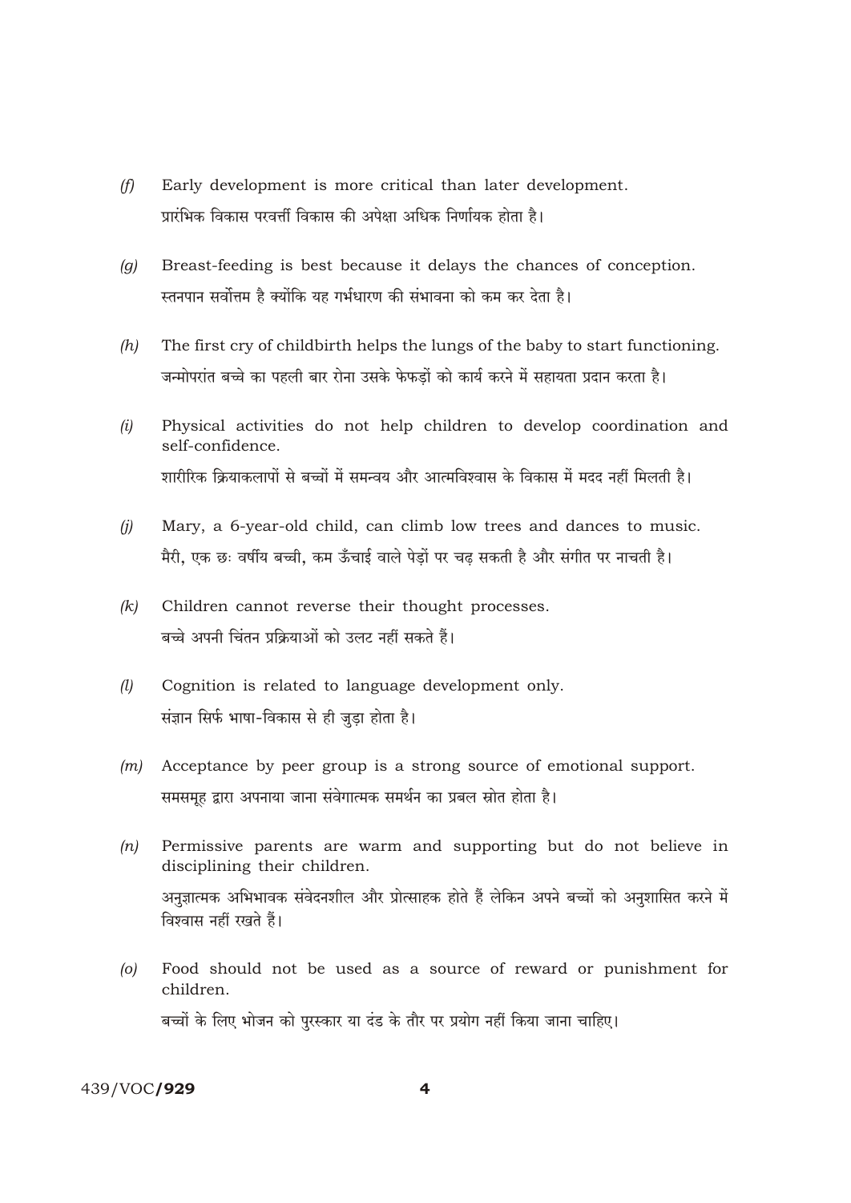*(f)* Early development is more critical than later development.

प्रारंभिक विकास परवर्ती विकास की अपेक्षा अधिक निर्णायक होता है।

*(g)* Breast-feeding is best because it delays the chances of conception.

स्तनपान सर्वोत्तम है क्योंकि यह गर्भधारण की संभावना को कम कर देता है।

*(h)* The first cry of childbirth helps the lungs of the baby to start functioning.

जन्मोपरांत बच्चे का पहली बार रोना उसके फेफड़ों को कार्य करने में सहायता प्रदान करता है।

*(i)* Physical activities do not help children to develop coordination and self-confidence.

शारीरिक क्रियाकलापों से बच्चों में समन्वय और आत्मविश्वास के विकास में मदद नहीं मिलती है।

*(j)* Mary, a 6-year-old child, can climb low trees and dances to music.

मैरी, एक छः वर्षीय बच्ची, कम ऊँचाई वाले पेड़ों पर चढ़ सकती है और संगीत पर नाचती है।

*(k)* Children cannot reverse their thought processes.

बच्चे अपनी चिंतन प्रक्रियाओं को उलट नहीं सकते हैं।

*(l)* Cognition is related to language development only.

संज्ञान सिर्फ भाषा-विकास से ही जुड़ा होता है।

*(m)* Acceptance by peer group is a strong source of emotional support.

समसमूह द्वारा अपनाया जाना संवेगात्मक समर्थन का प्रबल स्रोत होता है।

*(n)* Permissive parents are warm and supporting but do not believe in disciplining their children.

अनुज्ञात्मक अभिभावक संवेदनशील और प्रोत्साहक होते हैं लेकिन अपने बच्चों को अनुशासित करने में विश्वास नहीं रखते हैं।

*(o)* Food should not be used as a source of reward or punishment for children.

बच्चों के लिए भोजन को पुरस्कार या दंड के तौर पर प्रयोग नहीं किया जाना चाहिए।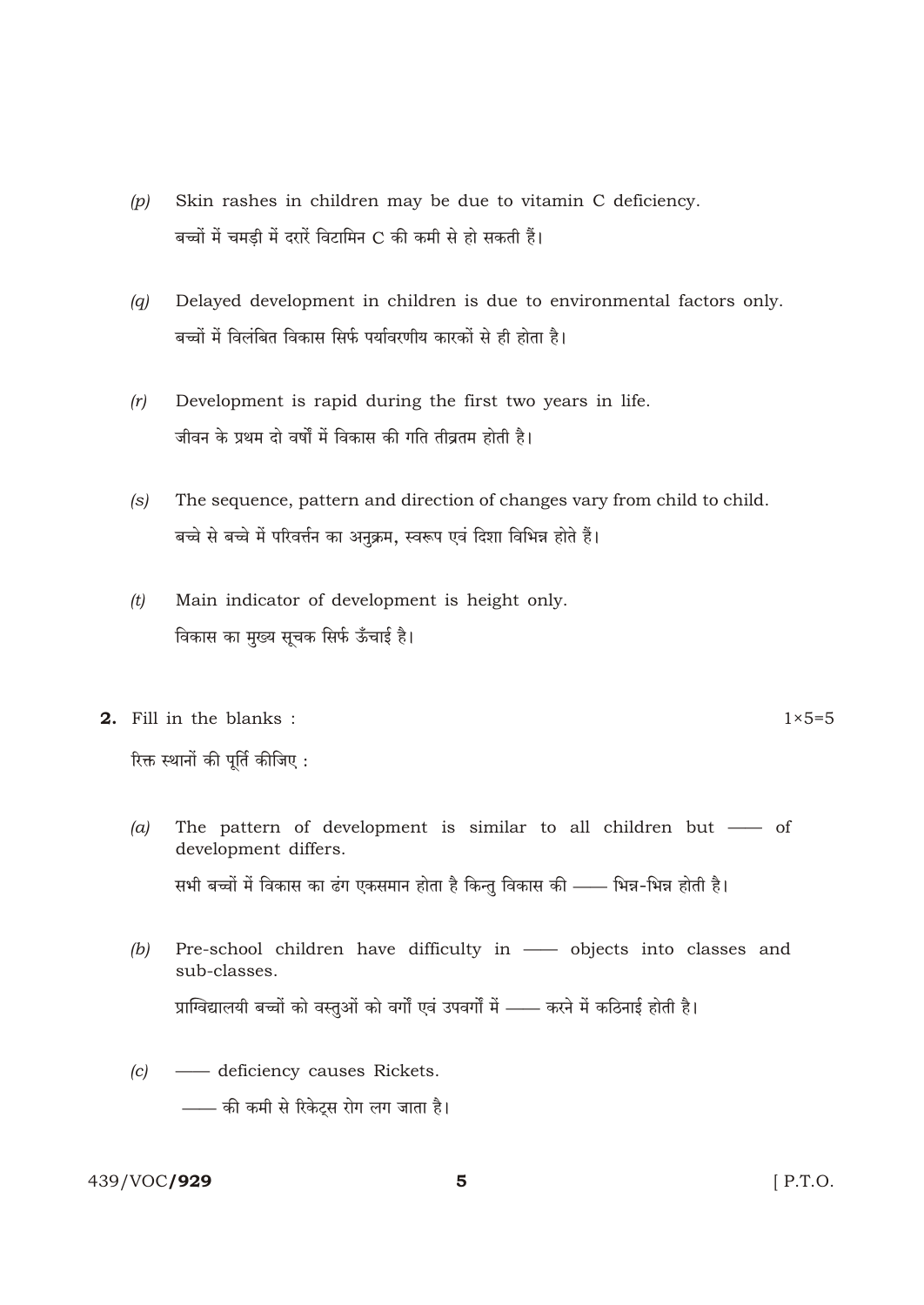(p) Skin rashes in children may be due to vitamin C deficiency.

बच्चों में चमड़ी में दरारें विटामिन C की कमी से हो सकती हैं।

(q) Delayed development in children is due to environmental factors only.

बच्चों में विलंबित विकास सिर्फ पर्यावरणीय कारकों से ही होता है।

(r) Development is rapid during the first two years in life.

जीवन के प्रथम दो वर्षों में विकास की गति तीव्रतम होती है।

(s) The sequence, pattern and direction of changes vary from child to child.

बच्चे से बच्चे में परिवर्तन का अनुक्रम, स्वरूप एवं दिशा विभिन्न होते हैं।

(t) Main indicator of development is height only.

विकास का मुख्य सूचक सिर्फ ऊँचाई है।

**2.** Fill in the blanks : $1 \times 5 = 5$

रिक्त स्थानों की पूर्ति कीजिए :

(a) The pattern of development is similar to all children but —— of development differs.

सभी बच्चों में विकास का ढंग एकसमान होता है किन्तु विकास की —— भिन्न-भिन्न होती है।

(b) Pre-school children have difficulty in —— objects into classes and sub-classes.

प्राग्विद्यालयी बच्चों को वस्तुओं को वर्गों एवं उपवर्गों में —— करने में कठिनाई होती है।

(c) —— deficiency causes Rickets.

—— की कमी से रिकेट्स रोग लग जाता है।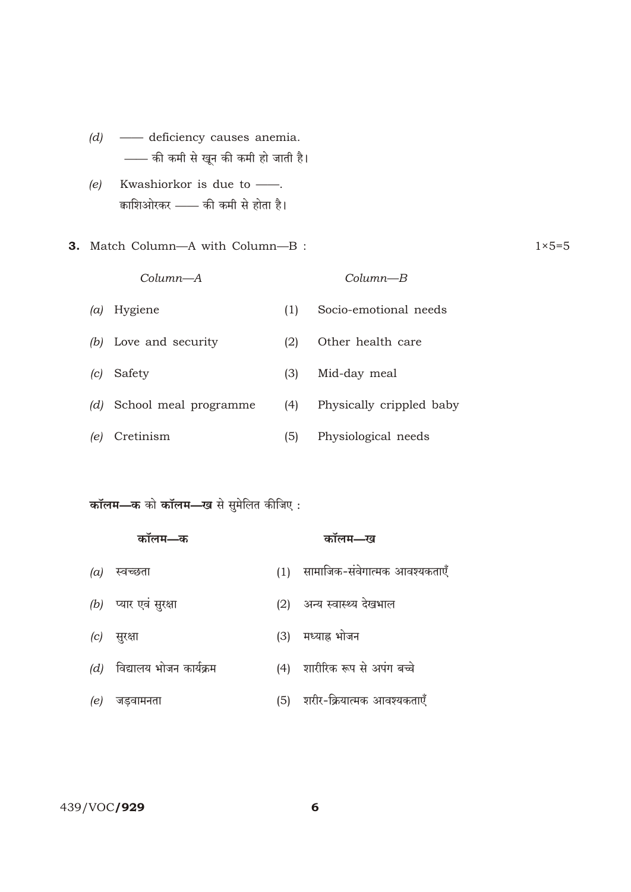(d) —— deficiency causes anemia.

—— की कमी से खून की कमी हो जाती है।

(e) Kwashiorkor is due to ——.

क्वाशिओरकर —— की कमी से होता है।

**3.** Match Column—A with Column—B : 1×5=5

| *Column—A* | | *Column—B* |
|---|---|---|
| (a) Hygiene | (1) | Socio-emotional needs |
| (b) Love and security | (2) | Other health care |
| (c) Safety | (3) | Mid-day meal |
| (d) School meal programme | (4) | Physically crippled baby |
| (e) Cretinism | (5) | Physiological needs |

**कॉलम—क** को **कॉलम—ख** से सुमेलित कीजिए :

| कॉलम—क | | कॉलम—ख |
|---|---|---|
| (a) स्वच्छता | (1) | सामाजिक-संवेगात्मक आवश्यकताएँ |
| (b) प्यार एवं सुरक्षा | (2) | अन्य स्वास्थ्य देखभाल |
| (c) सुरक्षा | (3) | मध्याह्न भोजन |
| (d) विद्यालय भोजन कार्यक्रम | (4) | शारीरिक रूप से अपंग बच्चे |
| (e) जड़वामनता | (5) | शरीर-क्रियात्मक आवश्यकताएँ |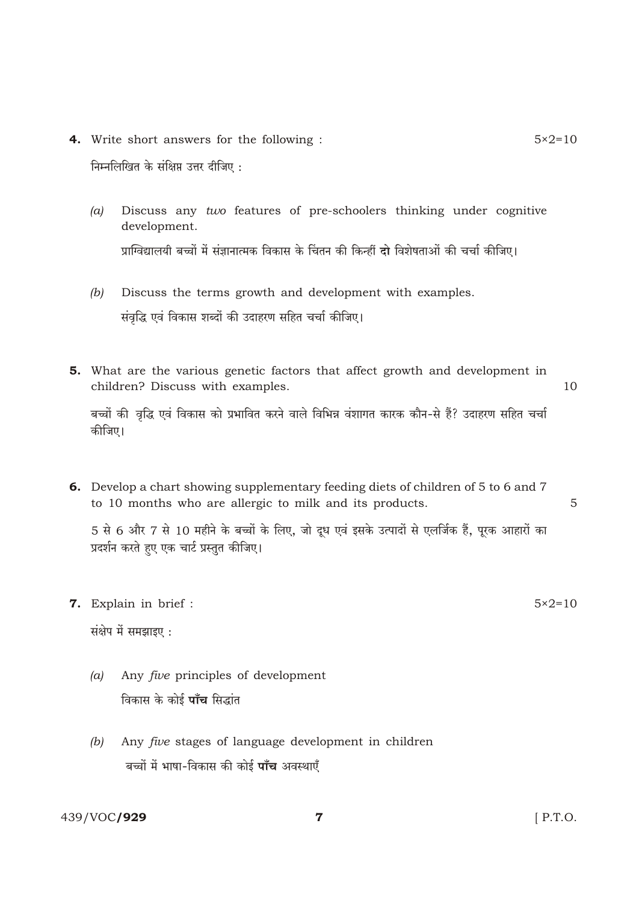**4.** Write short answers for the following : 5×2=10

निम्नलिखित के संक्षिप्त उत्तर दीजिए :

(*a*) Discuss any *two* features of pre-schoolers thinking under cognitive development.

प्राग्विद्यालयी बच्चों में संज्ञानात्मक विकास के चिंतन की किन्हीं **दो** विशेषताओं की चर्चा कीजिए।

(*b*) Discuss the terms growth and development with examples.

संवृद्धि एवं विकास शब्दों की उदाहरण सहित चर्चा कीजिए।

**5.** What are the various genetic factors that affect growth and development in children? Discuss with examples. 10

बच्चों की वृद्धि एवं विकास को प्रभावित करने वाले विभिन्न वंशागत कारक कौन-से हैं? उदाहरण सहित चर्चा कीजिए।

**6.** Develop a chart showing supplementary feeding diets of children of 5 to 6 and 7 to 10 months who are allergic to milk and its products. 5

5 से 6 और 7 से 10 महीने के बच्चों के लिए, जो दूध एवं इसके उत्पादों से एलर्जिक हैं, पूरक आहारों का प्रदर्शन करते हुए एक चार्ट प्रस्तुत कीजिए।

**7.** Explain in brief : 5×2=10

संक्षेप में समझाइए :

(*a*) Any *five* principles of development

विकास के कोई **पाँच** सिद्धांत

(*b*) Any *five* stages of language development in children

बच्चों में भाषा-विकास की कोई **पाँच** अवस्थाएँ

439/VOC/**929** [ P.T.O.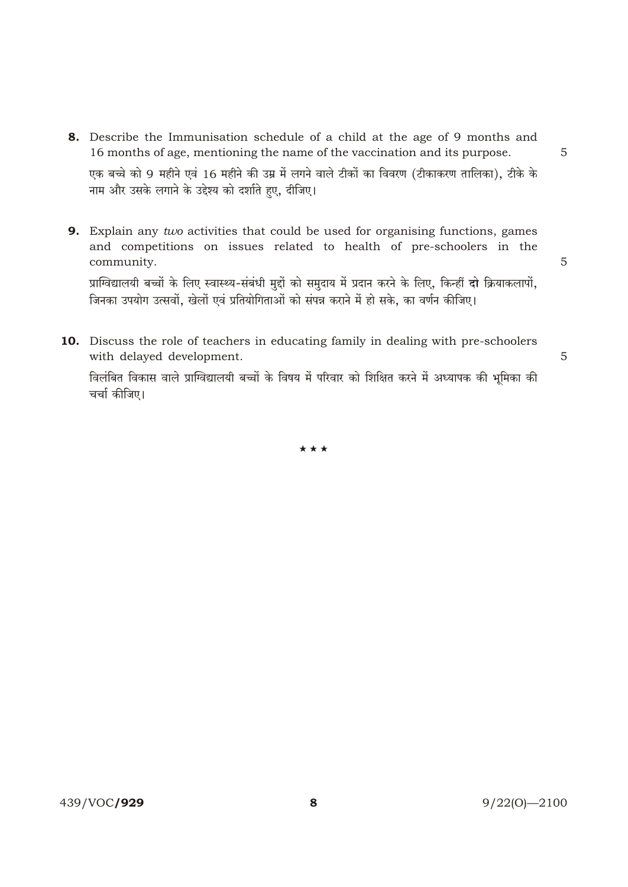**8.** Describe the Immunisation schedule of a child at the age of 9 months and 16 months of age, mentioning the name of the vaccination and its purpose. 5

एक बच्चे को 9 महीने एवं 16 महीने की उम्र में लगने वाले टीकों का विवरण (टीकाकरण तालिका), टीके के नाम और उसके लगाने के उद्देश्य को दर्शाते हुए, दीजिए।

**9.** Explain any *two* activities that could be used for organising functions, games and competitions on issues related to health of pre-schoolers in the community. 5

प्राग्विद्यालयी बच्चों के लिए स्वास्थ्य-संबंधी मुद्दों को समुदाय में प्रदान करने के लिए, किन्हीं **दो** क्रियाकलापों, जिनका उपयोग उत्सवों, खेलों एवं प्रतियोगिताओं को संपन्न कराने में हो सके, का वर्णन कीजिए।

**10.** Discuss the role of teachers in educating family in dealing with pre-schoolers with delayed development. 5

विलंबित विकास वाले प्राग्विद्यालयी बच्चों के विषय में परिवार को शिक्षित करने में अध्यापक की भूमिका की चर्चा कीजिए।

★ ★ ★